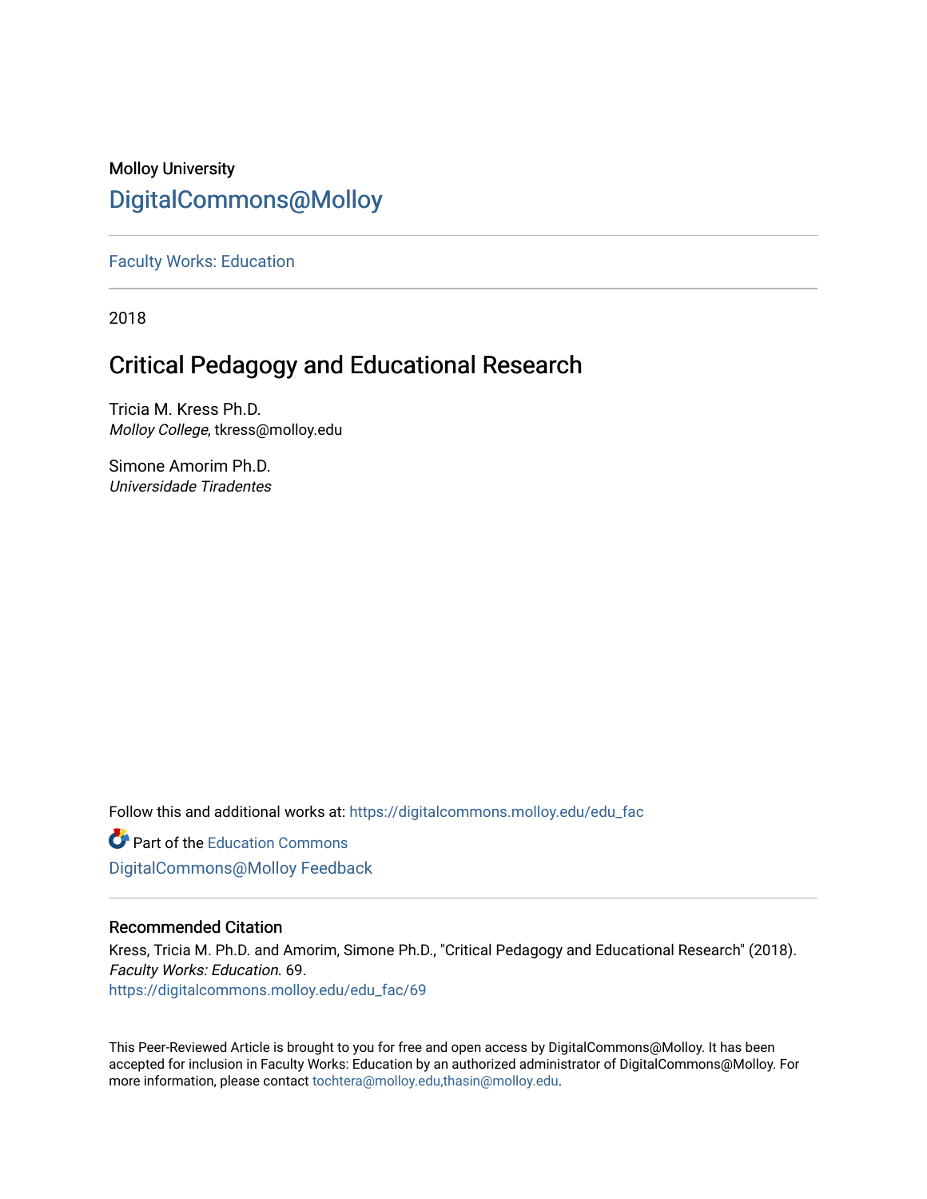Molloy University

DigitalCommons@Molloy

Faculty Works: Education

2018

# Critical Pedagogy and Educational Research

Tricia M. Kress Ph.D.
*Molloy College*, tkress@molloy.edu

Simone Amorim Ph.D.
*Universidade Tiradentes*

Follow this and additional works at: https://digitalcommons.molloy.edu/edu_fac

Part of the Education Commons

DigitalCommons@Molloy Feedback

## Recommended Citation

Kress, Tricia M. Ph.D. and Amorim, Simone Ph.D., "Critical Pedagogy and Educational Research" (2018). *Faculty Works: Education*. 69.
https://digitalcommons.molloy.edu/edu_fac/69

This Peer-Reviewed Article is brought to you for free and open access by DigitalCommons@Molloy. It has been accepted for inclusion in Faculty Works: Education by an authorized administrator of DigitalCommons@Molloy. For more information, please contact tochtera@molloy.edu,thasin@molloy.edu.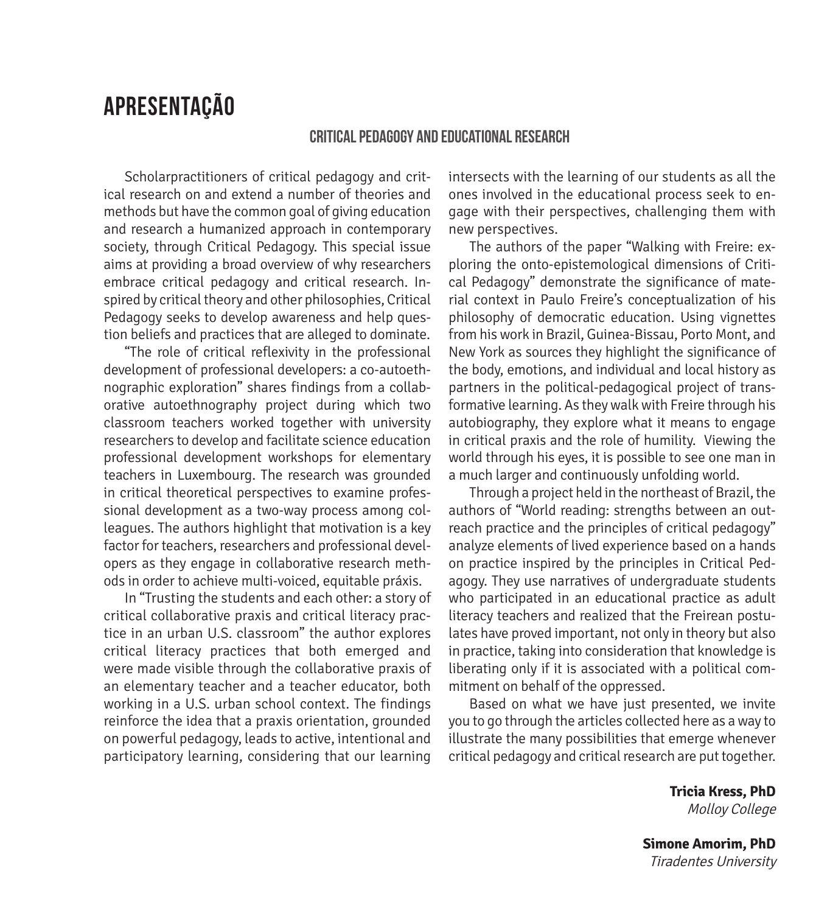# APRESENTAÇÃO

## CRITICAL PEDAGOGY AND EDUCATIONAL RESEARCH

Scholarpractitioners of critical pedagogy and critical research on and extend a number of theories and methods but have the common goal of giving education and research a humanized approach in contemporary society, through Critical Pedagogy. This special issue aims at providing a broad overview of why researchers embrace critical pedagogy and critical research. Inspired by critical theory and other philosophies, Critical Pedagogy seeks to develop awareness and help question beliefs and practices that are alleged to dominate.

"The role of critical reflexivity in the professional development of professional developers: a co-autoethnographic exploration" shares findings from a collaborative autoethnography project during which two classroom teachers worked together with university researchers to develop and facilitate science education professional development workshops for elementary teachers in Luxembourg. The research was grounded in critical theoretical perspectives to examine professional development as a two-way process among colleagues. The authors highlight that motivation is a key factor for teachers, researchers and professional developers as they engage in collaborative research methods in order to achieve multi-voiced, equitable práxis.

In "Trusting the students and each other: a story of critical collaborative praxis and critical literacy practice in an urban U.S. classroom" the author explores critical literacy practices that both emerged and were made visible through the collaborative praxis of an elementary teacher and a teacher educator, both working in a U.S. urban school context. The findings reinforce the idea that a praxis orientation, grounded on powerful pedagogy, leads to active, intentional and participatory learning, considering that our learning intersects with the learning of our students as all the ones involved in the educational process seek to engage with their perspectives, challenging them with new perspectives.

The authors of the paper "Walking with Freire: exploring the onto-epistemological dimensions of Critical Pedagogy" demonstrate the significance of material context in Paulo Freire's conceptualization of his philosophy of democratic education. Using vignettes from his work in Brazil, Guinea-Bissau, Porto Mont, and New York as sources they highlight the significance of the body, emotions, and individual and local history as partners in the political-pedagogical project of transformative learning. As they walk with Freire through his autobiography, they explore what it means to engage in critical praxis and the role of humility. Viewing the world through his eyes, it is possible to see one man in a much larger and continuously unfolding world.

Through a project held in the northeast of Brazil, the authors of "World reading: strengths between an outreach practice and the principles of critical pedagogy" analyze elements of lived experience based on a hands on practice inspired by the principles in Critical Pedagogy. They use narratives of undergraduate students who participated in an educational practice as adult literacy teachers and realized that the Freirean postulates have proved important, not only in theory but also in practice, taking into consideration that knowledge is liberating only if it is associated with a political commitment on behalf of the oppressed.

Based on what we have just presented, we invite you to go through the articles collected here as a way to illustrate the many possibilities that emerge whenever critical pedagogy and critical research are put together.

**Tricia Kress, PhD**
*Molloy College*

**Simone Amorim, PhD**
*Tiradentes University*